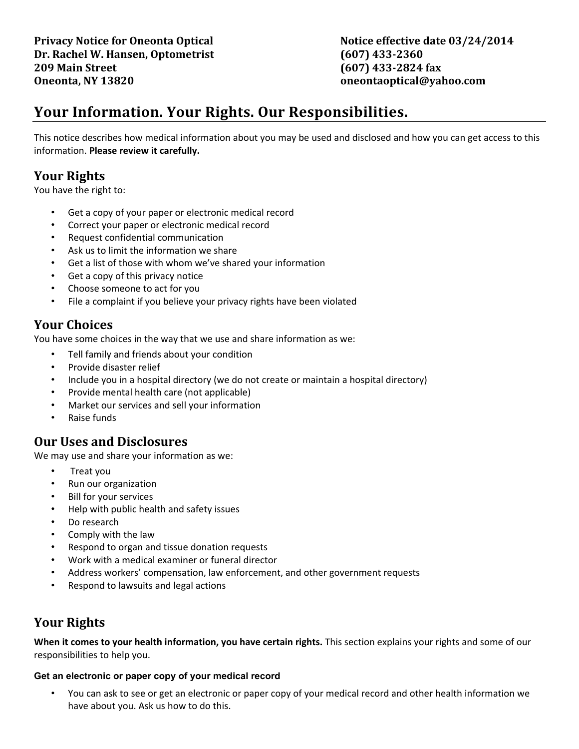**Privacy Notice for Oneonta Optical**
**Dr. Rachel W. Hansen, Optometrist**
**209 Main Street**
**Oneonta, NY 13820**

**Notice effective date 03/24/2014**
**(607) 433-2360**
**(607) 433-2824 fax**
**oneontaoptical@yahoo.com**

# Your Information. Your Rights. Our Responsibilities.

This notice describes how medical information about you may be used and disclosed and how you can get access to this information. **Please review it carefully.**

## Your Rights

You have the right to:

- Get a copy of your paper or electronic medical record
- Correct your paper or electronic medical record
- Request confidential communication
- Ask us to limit the information we share
- Get a list of those with whom we've shared your information
- Get a copy of this privacy notice
- Choose someone to act for you
- File a complaint if you believe your privacy rights have been violated

## Your Choices

You have some choices in the way that we use and share information as we:

- Tell family and friends about your condition
- Provide disaster relief
- Include you in a hospital directory (we do not create or maintain a hospital directory)
- Provide mental health care (not applicable)
- Market our services and sell your information
- Raise funds

## Our Uses and Disclosures

We may use and share your information as we:

- Treat you
- Run our organization
- Bill for your services
- Help with public health and safety issues
- Do research
- Comply with the law
- Respond to organ and tissue donation requests
- Work with a medical examiner or funeral director
- Address workers' compensation, law enforcement, and other government requests
- Respond to lawsuits and legal actions

## Your Rights

**When it comes to your health information, you have certain rights.** This section explains your rights and some of our responsibilities to help you.

#### Get an electronic or paper copy of your medical record

- You can ask to see or get an electronic or paper copy of your medical record and other health information we have about you. Ask us how to do this.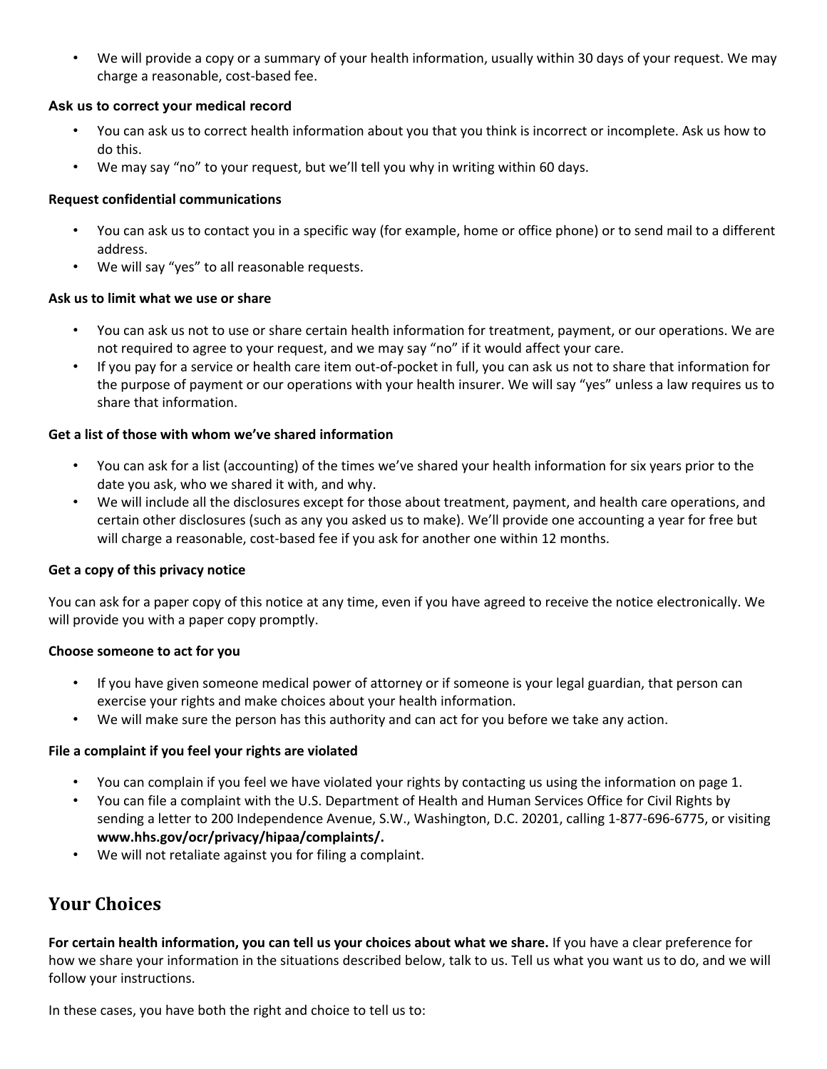- We will provide a copy or a summary of your health information, usually within 30 days of your request. We may charge a reasonable, cost-based fee.

**Ask us to correct your medical record**

- You can ask us to correct health information about you that you think is incorrect or incomplete. Ask us how to do this.
- We may say "no" to your request, but we'll tell you why in writing within 60 days.

**Request confidential communications**

- You can ask us to contact you in a specific way (for example, home or office phone) or to send mail to a different address.
- We will say "yes" to all reasonable requests.

**Ask us to limit what we use or share**

- You can ask us not to use or share certain health information for treatment, payment, or our operations. We are not required to agree to your request, and we may say "no" if it would affect your care.
- If you pay for a service or health care item out-of-pocket in full, you can ask us not to share that information for the purpose of payment or our operations with your health insurer. We will say "yes" unless a law requires us to share that information.

**Get a list of those with whom we've shared information**

- You can ask for a list (accounting) of the times we've shared your health information for six years prior to the date you ask, who we shared it with, and why.
- We will include all the disclosures except for those about treatment, payment, and health care operations, and certain other disclosures (such as any you asked us to make). We'll provide one accounting a year for free but will charge a reasonable, cost-based fee if you ask for another one within 12 months.

**Get a copy of this privacy notice**

You can ask for a paper copy of this notice at any time, even if you have agreed to receive the notice electronically. We will provide you with a paper copy promptly.

**Choose someone to act for you**

- If you have given someone medical power of attorney or if someone is your legal guardian, that person can exercise your rights and make choices about your health information.
- We will make sure the person has this authority and can act for you before we take any action.

**File a complaint if you feel your rights are violated**

- You can complain if you feel we have violated your rights by contacting us using the information on page 1.
- You can file a complaint with the U.S. Department of Health and Human Services Office for Civil Rights by sending a letter to 200 Independence Avenue, S.W., Washington, D.C. 20201, calling 1-877-696-6775, or visiting **www.hhs.gov/ocr/privacy/hipaa/complaints/.**
- We will not retaliate against you for filing a complaint.

## Your Choices

**For certain health information, you can tell us your choices about what we share.** If you have a clear preference for how we share your information in the situations described below, talk to us. Tell us what you want us to do, and we will follow your instructions.

In these cases, you have both the right and choice to tell us to: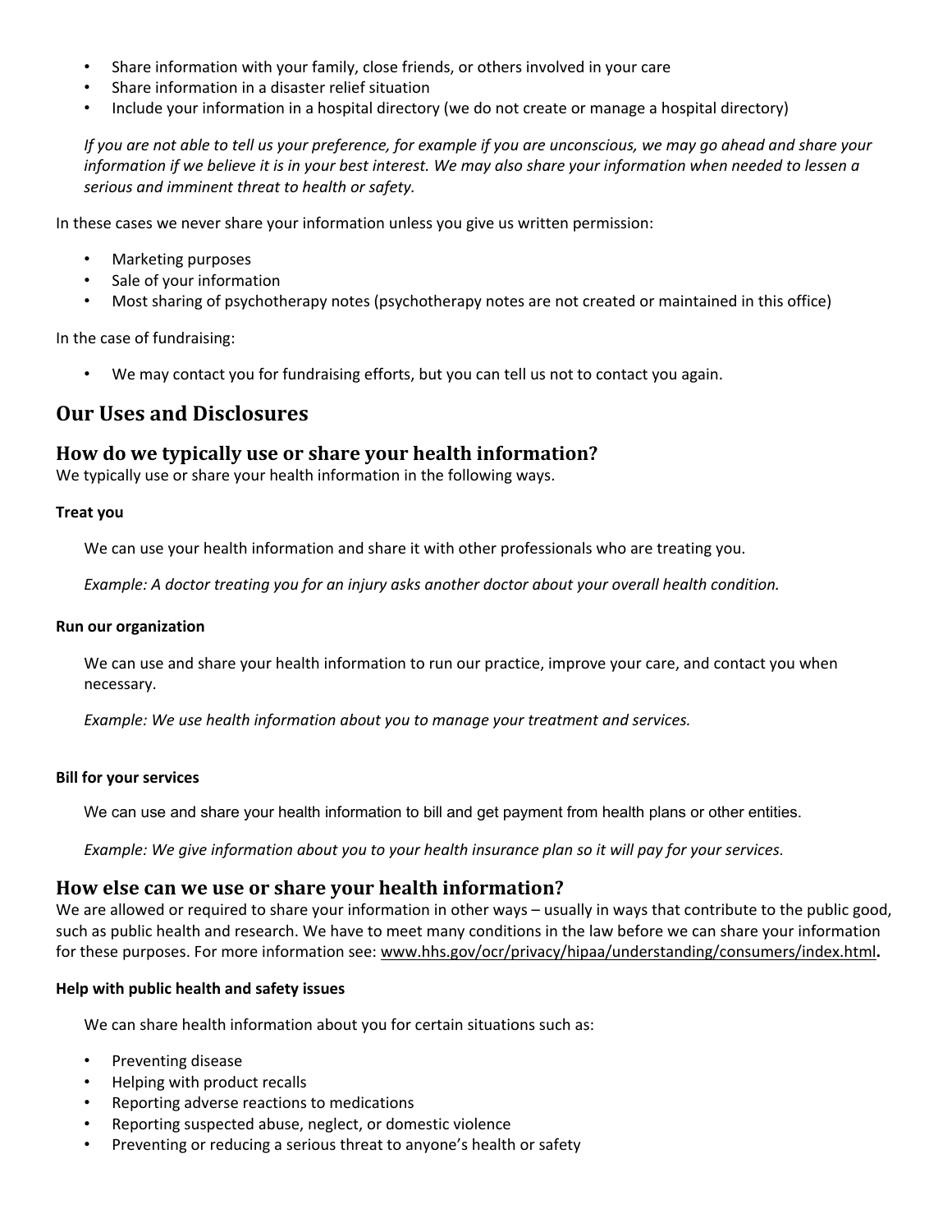- Share information with your family, close friends, or others involved in your care
- Share information in a disaster relief situation
- Include your information in a hospital directory (we do not create or manage a hospital directory)

*If you are not able to tell us your preference, for example if you are unconscious, we may go ahead and share your information if we believe it is in your best interest. We may also share your information when needed to lessen a serious and imminent threat to health or safety.*

In these cases we never share your information unless you give us written permission:

- Marketing purposes
- Sale of your information
- Most sharing of psychotherapy notes (psychotherapy notes are not created or maintained in this office)

In the case of fundraising:

- We may contact you for fundraising efforts, but you can tell us not to contact you again.

## Our Uses and Disclosures

### How do we typically use or share your health information?

We typically use or share your health information in the following ways.

**Treat you**

We can use your health information and share it with other professionals who are treating you.

*Example: A doctor treating you for an injury asks another doctor about your overall health condition.*

**Run our organization**

We can use and share your health information to run our practice, improve your care, and contact you when necessary.

*Example: We use health information about you to manage your treatment and services.*

**Bill for your services**

We can use and share your health information to bill and get payment from health plans or other entities.

*Example: We give information about you to your health insurance plan so it will pay for your services.*

### How else can we use or share your health information?

We are allowed or required to share your information in other ways – usually in ways that contribute to the public good, such as public health and research. We have to meet many conditions in the law before we can share your information for these purposes. For more information see: www.hhs.gov/ocr/privacy/hipaa/understanding/consumers/index.html**.**

**Help with public health and safety issues**

We can share health information about you for certain situations such as:

- Preventing disease
- Helping with product recalls
- Reporting adverse reactions to medications
- Reporting suspected abuse, neglect, or domestic violence
- Preventing or reducing a serious threat to anyone's health or safety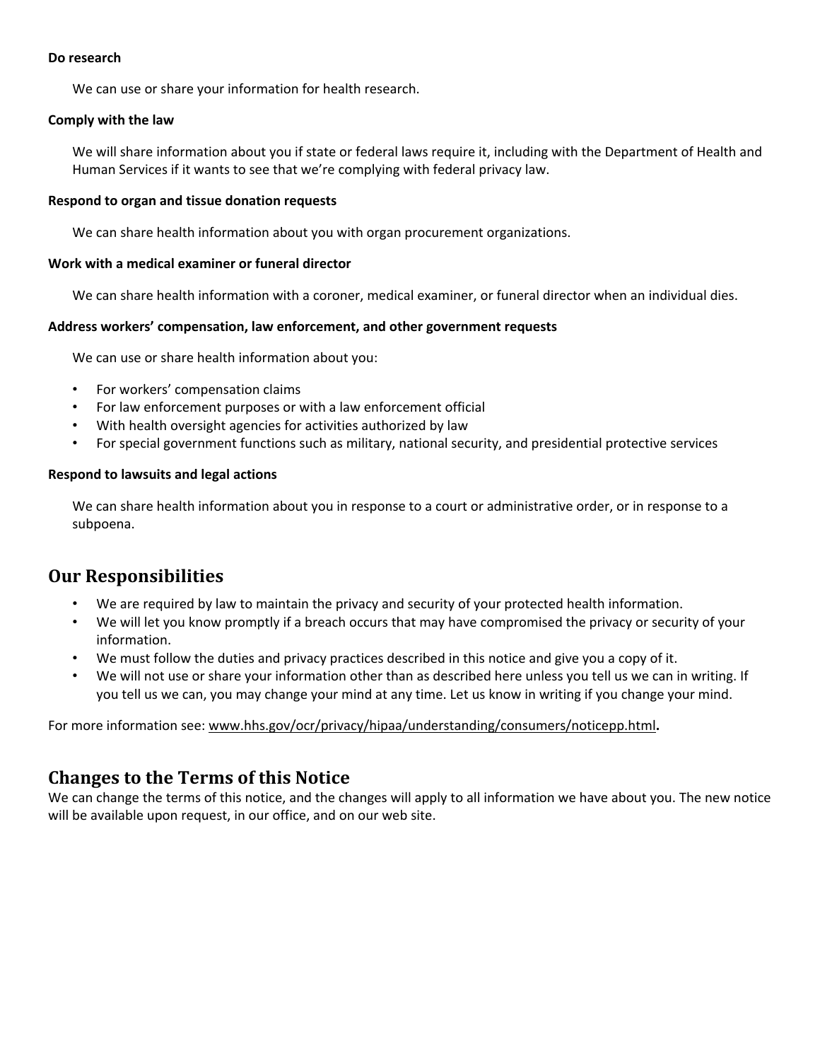**Do research**

We can use or share your information for health research.

**Comply with the law**

We will share information about you if state or federal laws require it, including with the Department of Health and Human Services if it wants to see that we're complying with federal privacy law.

**Respond to organ and tissue donation requests**

We can share health information about you with organ procurement organizations.

**Work with a medical examiner or funeral director**

We can share health information with a coroner, medical examiner, or funeral director when an individual dies.

**Address workers' compensation, law enforcement, and other government requests**

We can use or share health information about you:

- For workers' compensation claims
- For law enforcement purposes or with a law enforcement official
- With health oversight agencies for activities authorized by law
- For special government functions such as military, national security, and presidential protective services

**Respond to lawsuits and legal actions**

We can share health information about you in response to a court or administrative order, or in response to a subpoena.

## Our Responsibilities

- We are required by law to maintain the privacy and security of your protected health information.
- We will let you know promptly if a breach occurs that may have compromised the privacy or security of your information.
- We must follow the duties and privacy practices described in this notice and give you a copy of it.
- We will not use or share your information other than as described here unless you tell us we can in writing. If you tell us we can, you may change your mind at any time. Let us know in writing if you change your mind.

For more information see: www.hhs.gov/ocr/privacy/hipaa/understanding/consumers/noticepp.html**.**

## Changes to the Terms of this Notice

We can change the terms of this notice, and the changes will apply to all information we have about you. The new notice will be available upon request, in our office, and on our web site.